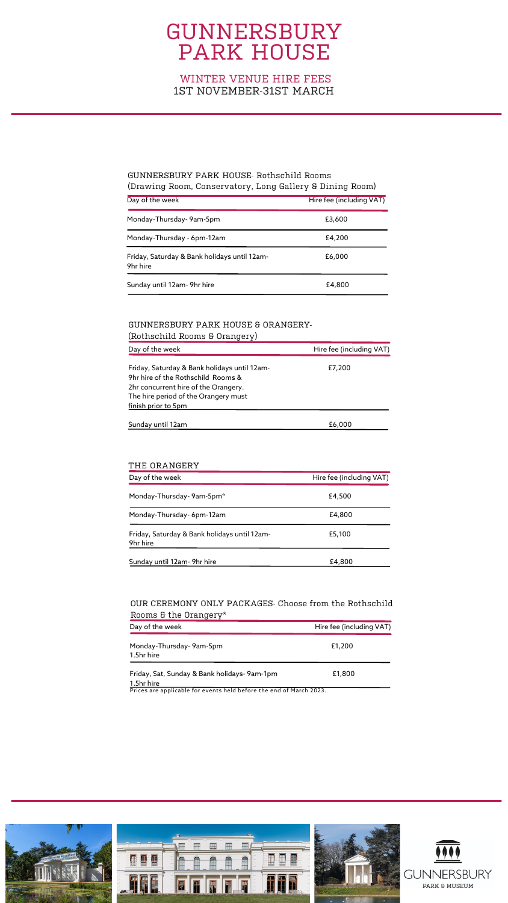# GUNNERSBURY PARK HOUSE

## WINTER VENUE HIRE FEES
## 1ST NOVEMBER-31ST MARCH

### GUNNERSBURY PARK HOUSE- Rothschild Rooms
(Drawing Room, Conservatory, Long Gallery & Dining Room)

| Day of the week | Hire fee (including VAT) |
| --- | --- |
| Monday-Thursday- 9am-5pm | £3,600 |
| Monday-Thursday - 6pm-12am | £4,200 |
| Friday, Saturday & Bank holidays until 12am- 9hr hire | £6,000 |
| Sunday until 12am- 9hr hire | £4,800 |

### GUNNERSBURY PARK HOUSE & ORANGERY-
(Rothschild Rooms & Orangery)

| Day of the week | Hire fee (including VAT) |
| --- | --- |
| Friday, Saturday & Bank holidays until 12am- 9hr hire of the Rothschild Rooms & 2hr concurrent hire of the Orangery. The hire period of the Orangery must finish prior to 5pm | £7,200 |
| Sunday until 12am | £6,000 |

### THE ORANGERY

| Day of the week | Hire fee (including VAT) |
| --- | --- |
| Monday-Thursday- 9am-5pm* | £4,500 |
| Monday-Thursday- 6pm-12am | £4,800 |
| Friday, Saturday & Bank holidays until 12am- 9hr hire | £5,100 |
| Sunday until 12am- 9hr hire | £4,800 |

### OUR CEREMONY ONLY PACKAGES- Choose from the Rothschild Rooms & the Orangery*

| Day of the week | Hire fee (including VAT) |
| --- | --- |
| Monday-Thursday- 9am-5pm 1.5hr hire | £1,200 |
| Friday, Sat, Sunday & Bank holidays- 9am-1pm 1.5hr hire | £1,800 |

Prices are applicable for events held before the end of March 2023.

GUNNERSBURY PARK & MUSEUM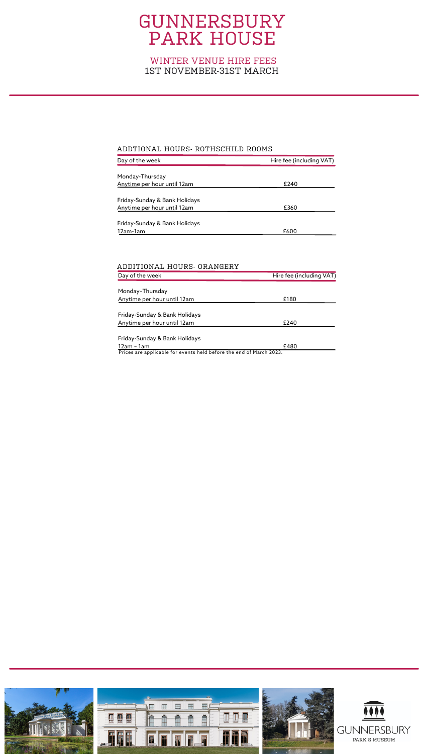# GUNNERSBURY PARK HOUSE

## WINTER VENUE HIRE FEES
## 1ST NOVEMBER-31ST MARCH

### ADDTIONAL HOURS- ROTHSCHILD ROOMS

| Day of the week | Hire fee (including VAT) |
|---|---|
| Monday-Thursday<br>Anytime per hour until 12am | £240 |
| Friday-Sunday & Bank Holidays<br>Anytime per hour until 12am | £360 |
| Friday-Sunday & Bank Holidays<br>12am-1am | £600 |

### ADDITIONAL HOURS- ORANGERY

| Day of the week | Hire fee (including VAT) |
|---|---|
| Monday–Thursday<br>Anytime per hour until 12am | £180 |
| Friday-Sunday & Bank Holidays<br>Anytime per hour until 12am | £240 |
| Friday-Sunday & Bank Holidays<br>12am – 1am | £480 |

Prices are applicable for events held before the end of March 2023.

GUNNERSBURY PARK & MUSEUM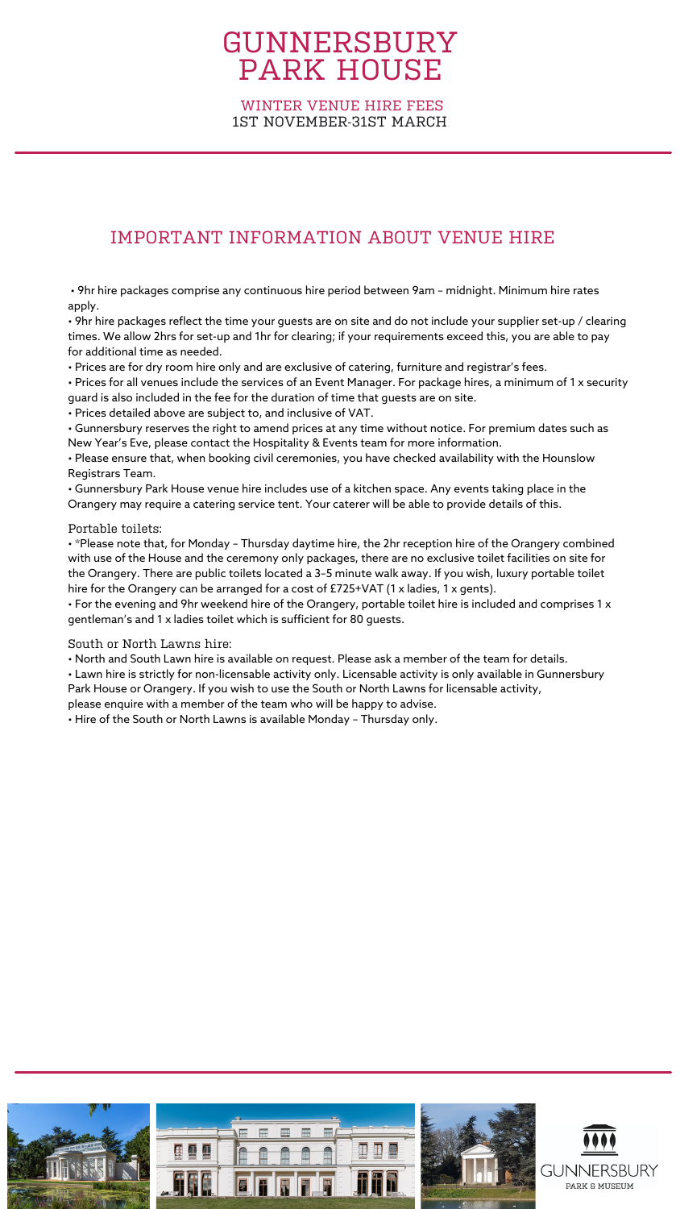# GUNNERSBURY PARK HOUSE

WINTER VENUE HIRE FEES
1ST NOVEMBER-31ST MARCH

## IMPORTANT INFORMATION ABOUT VENUE HIRE

• 9hr hire packages comprise any continuous hire period between 9am – midnight. Minimum hire rates apply.
• 9hr hire packages reflect the time your guests are on site and do not include your supplier set-up / clearing times. We allow 2hrs for set-up and 1hr for clearing; if your requirements exceed this, you are able to pay for additional time as needed.
• Prices are for dry room hire only and are exclusive of catering, furniture and registrar's fees.
• Prices for all venues include the services of an Event Manager. For package hires, a minimum of 1 x security guard is also included in the fee for the duration of time that guests are on site.
• Prices detailed above are subject to, and inclusive of VAT.
• Gunnersbury reserves the right to amend prices at any time without notice. For premium dates such as New Year's Eve, please contact the Hospitality & Events team for more information.
• Please ensure that, when booking civil ceremonies, you have checked availability with the Hounslow Registrars Team.
• Gunnersbury Park House venue hire includes use of a kitchen space. Any events taking place in the Orangery may require a catering service tent. Your caterer will be able to provide details of this.

### Portable toilets:

• *Please note that, for Monday – Thursday daytime hire, the 2hr reception hire of the Orangery combined with use of the House and the ceremony only packages, there are no exclusive toilet facilities on site for the Orangery. There are public toilets located a 3–5 minute walk away. If you wish, luxury portable toilet hire for the Orangery can be arranged for a cost of £725+VAT (1 x ladies, 1 x gents).
• For the evening and 9hr weekend hire of the Orangery, portable toilet hire is included and comprises 1 x gentleman's and 1 x ladies toilet which is sufficient for 80 guests.

### South or North Lawns hire:

• North and South Lawn hire is available on request. Please ask a member of the team for details.
• Lawn hire is strictly for non-licensable activity only. Licensable activity is only available in Gunnersbury Park House or Orangery. If you wish to use the South or North Lawns for licensable activity, please enquire with a member of the team who will be happy to advise.
• Hire of the South or North Lawns is available Monday – Thursday only.

GUNNERSBURY
PARK & MUSEUM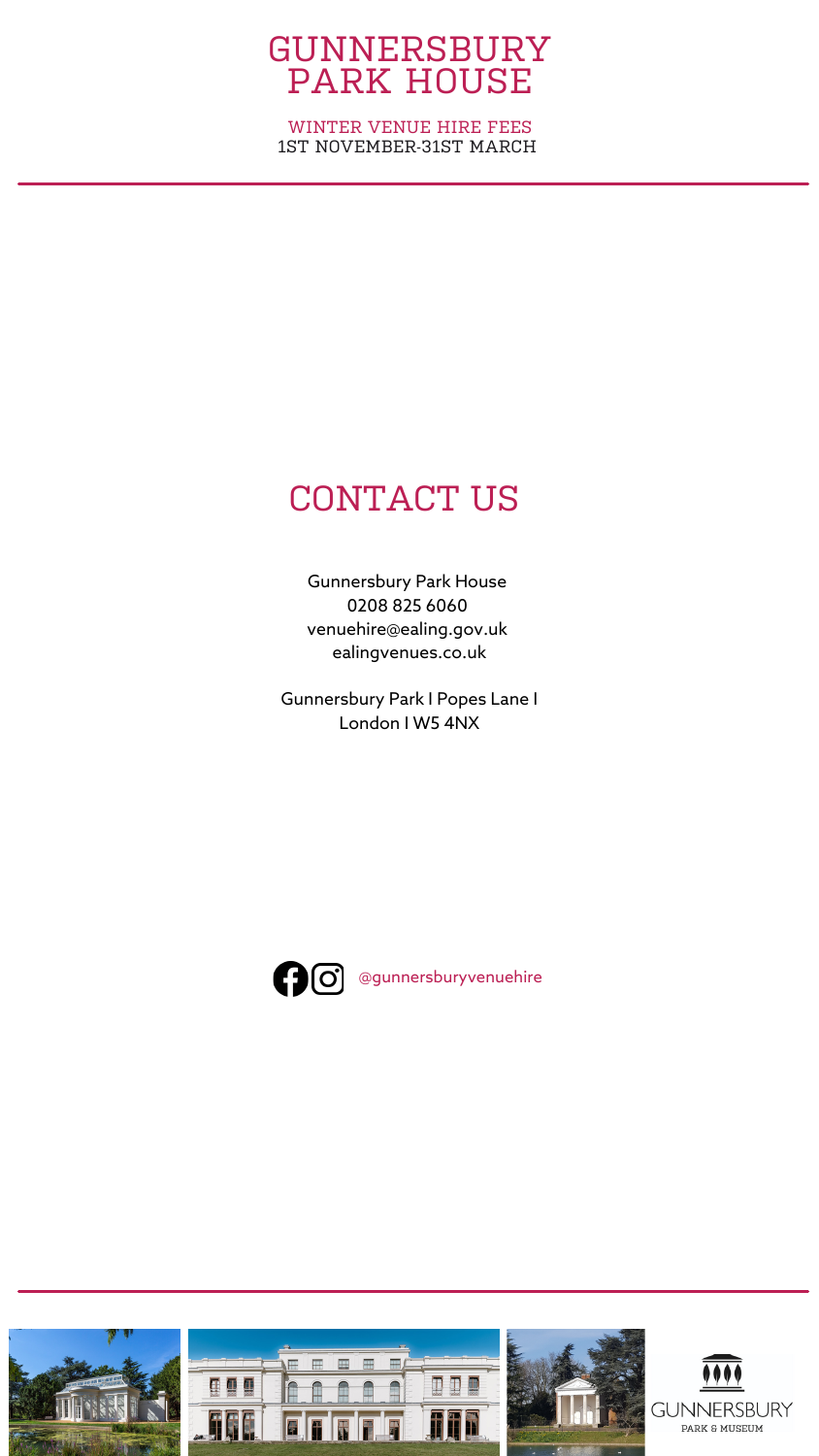# GUNNERSBURY PARK HOUSE

WINTER VENUE HIRE FEES
1ST NOVEMBER-31ST MARCH

## CONTACT US

Gunnersbury Park House
0208 825 6060
venuehire@ealing.gov.uk
ealingvenues.co.uk

Gunnersbury Park I Popes Lane I
London I W5 4NX

@gunnersburyvenuehire

GUNNERSBURY
PARK & MUSEUM